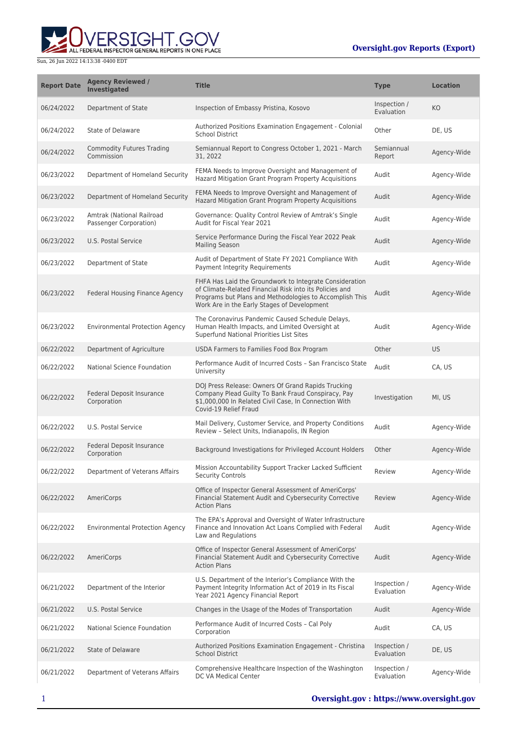Sun, 26 Jun 2022 14:13:38 -0400 EDT

**Oversight.gov Reports (Export)**

| Report Date | Agency Reviewed / Investigated | Title | Type | Location |
| --- | --- | --- | --- | --- |
| 06/24/2022 | Department of State | Inspection of Embassy Pristina, Kosovo | Inspection / Evaluation | KO |
| 06/24/2022 | State of Delaware | Authorized Positions Examination Engagement - Colonial School District | Other | DE, US |
| 06/24/2022 | Commodity Futures Trading Commission | Semiannual Report to Congress October 1, 2021 - March 31, 2022 | Semiannual Report | Agency-Wide |
| 06/23/2022 | Department of Homeland Security | FEMA Needs to Improve Oversight and Management of Hazard Mitigation Grant Program Property Acquisitions | Audit | Agency-Wide |
| 06/23/2022 | Department of Homeland Security | FEMA Needs to Improve Oversight and Management of Hazard Mitigation Grant Program Property Acquisitions | Audit | Agency-Wide |
| 06/23/2022 | Amtrak (National Railroad Passenger Corporation) | Governance: Quality Control Review of Amtrak's Single Audit for Fiscal Year 2021 | Audit | Agency-Wide |
| 06/23/2022 | U.S. Postal Service | Service Performance During the Fiscal Year 2022 Peak Mailing Season | Audit | Agency-Wide |
| 06/23/2022 | Department of State | Audit of Department of State FY 2021 Compliance With Payment Integrity Requirements | Audit | Agency-Wide |
| 06/23/2022 | Federal Housing Finance Agency | FHFA Has Laid the Groundwork to Integrate Consideration of Climate-Related Financial Risk into its Policies and Programs but Plans and Methodologies to Accomplish This Work Are in the Early Stages of Development | Audit | Agency-Wide |
| 06/23/2022 | Environmental Protection Agency | The Coronavirus Pandemic Caused Schedule Delays, Human Health Impacts, and Limited Oversight at Superfund National Priorities List Sites | Audit | Agency-Wide |
| 06/22/2022 | Department of Agriculture | USDA Farmers to Families Food Box Program | Other | US |
| 06/22/2022 | National Science Foundation | Performance Audit of Incurred Costs – San Francisco State University | Audit | CA, US |
| 06/22/2022 | Federal Deposit Insurance Corporation | DOJ Press Release: Owners Of Grand Rapids Trucking Company Plead Guilty To Bank Fraud Conspiracy, Pay $1,000,000 In Related Civil Case, In Connection With Covid-19 Relief Fraud | Investigation | MI, US |
| 06/22/2022 | U.S. Postal Service | Mail Delivery, Customer Service, and Property Conditions Review – Select Units, Indianapolis, IN Region | Audit | Agency-Wide |
| 06/22/2022 | Federal Deposit Insurance Corporation | Background Investigations for Privileged Account Holders | Other | Agency-Wide |
| 06/22/2022 | Department of Veterans Affairs | Mission Accountability Support Tracker Lacked Sufficient Security Controls | Review | Agency-Wide |
| 06/22/2022 | AmeriCorps | Office of Inspector General Assessment of AmeriCorps' Financial Statement Audit and Cybersecurity Corrective Action Plans | Review | Agency-Wide |
| 06/22/2022 | Environmental Protection Agency | The EPA's Approval and Oversight of Water Infrastructure Finance and Innovation Act Loans Complied with Federal Law and Regulations | Audit | Agency-Wide |
| 06/22/2022 | AmeriCorps | Office of Inspector General Assessment of AmeriCorps' Financial Statement Audit and Cybersecurity Corrective Action Plans | Audit | Agency-Wide |
| 06/21/2022 | Department of the Interior | U.S. Department of the Interior's Compliance With the Payment Integrity Information Act of 2019 in Its Fiscal Year 2021 Agency Financial Report | Inspection / Evaluation | Agency-Wide |
| 06/21/2022 | U.S. Postal Service | Changes in the Usage of the Modes of Transportation | Audit | Agency-Wide |
| 06/21/2022 | National Science Foundation | Performance Audit of Incurred Costs – Cal Poly Corporation | Audit | CA, US |
| 06/21/2022 | State of Delaware | Authorized Positions Examination Engagement - Christina School District | Inspection / Evaluation | DE, US |
| 06/21/2022 | Department of Veterans Affairs | Comprehensive Healthcare Inspection of the Washington DC VA Medical Center | Inspection / Evaluation | Agency-Wide |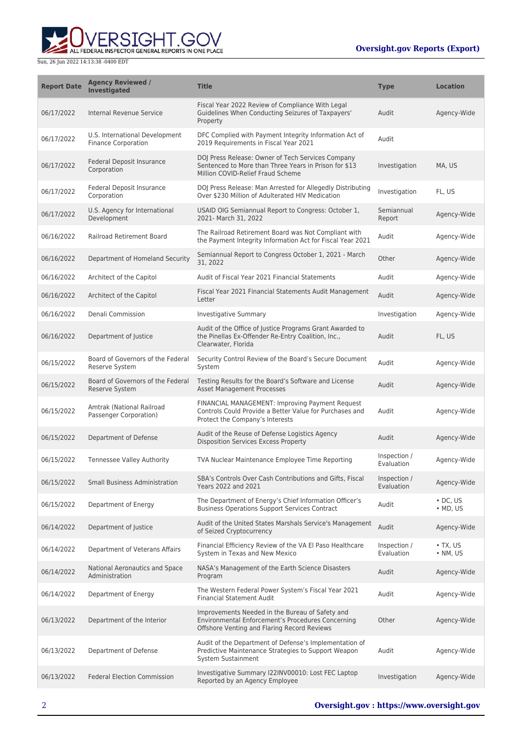| Report Date | Agency Reviewed / Investigated | Title | Type | Location |
| --- | --- | --- | --- | --- |
| 06/17/2022 | Internal Revenue Service | Fiscal Year 2022 Review of Compliance With Legal Guidelines When Conducting Seizures of Taxpayers' Property | Audit | Agency-Wide |
| 06/17/2022 | U.S. International Development Finance Corporation | DFC Complied with Payment Integrity Information Act of 2019 Requirements in Fiscal Year 2021 | Audit | |
| 06/17/2022 | Federal Deposit Insurance Corporation | DOJ Press Release: Owner of Tech Services Company Sentenced to More than Three Years in Prison for $13 Million COVID-Relief Fraud Scheme | Investigation | MA, US |
| 06/17/2022 | Federal Deposit Insurance Corporation | DOJ Press Release: Man Arrested for Allegedly Distributing Over $230 Million of Adulterated HIV Medication | Investigation | FL, US |
| 06/17/2022 | U.S. Agency for International Development | USAID OIG Semiannual Report to Congress: October 1, 2021- March 31, 2022 | Semiannual Report | Agency-Wide |
| 06/16/2022 | Railroad Retirement Board | The Railroad Retirement Board was Not Compliant with the Payment Integrity Information Act for Fiscal Year 2021 | Audit | Agency-Wide |
| 06/16/2022 | Department of Homeland Security | Semiannual Report to Congress October 1, 2021 - March 31, 2022 | Other | Agency-Wide |
| 06/16/2022 | Architect of the Capitol | Audit of Fiscal Year 2021 Financial Statements | Audit | Agency-Wide |
| 06/16/2022 | Architect of the Capitol | Fiscal Year 2021 Financial Statements Audit Management Letter | Audit | Agency-Wide |
| 06/16/2022 | Denali Commission | Investigative Summary | Investigation | Agency-Wide |
| 06/16/2022 | Department of Justice | Audit of the Office of Justice Programs Grant Awarded to the Pinellas Ex-Offender Re-Entry Coalition, Inc., Clearwater, Florida | Audit | FL, US |
| 06/15/2022 | Board of Governors of the Federal Reserve System | Security Control Review of the Board's Secure Document System | Audit | Agency-Wide |
| 06/15/2022 | Board of Governors of the Federal Reserve System | Testing Results for the Board's Software and License Asset Management Processes | Audit | Agency-Wide |
| 06/15/2022 | Amtrak (National Railroad Passenger Corporation) | FINANCIAL MANAGEMENT: Improving Payment Request Controls Could Provide a Better Value for Purchases and Protect the Company's Interests | Audit | Agency-Wide |
| 06/15/2022 | Department of Defense | Audit of the Reuse of Defense Logistics Agency Disposition Services Excess Property | Audit | Agency-Wide |
| 06/15/2022 | Tennessee Valley Authority | TVA Nuclear Maintenance Employee Time Reporting | Inspection / Evaluation | Agency-Wide |
| 06/15/2022 | Small Business Administration | SBA's Controls Over Cash Contributions and Gifts, Fiscal Years 2022 and 2021 | Inspection / Evaluation | Agency-Wide |
| 06/15/2022 | Department of Energy | The Department of Energy's Chief Information Officer's Business Operations Support Services Contract | Audit | • DC, US • MD, US |
| 06/14/2022 | Department of Justice | Audit of the United States Marshals Service's Management of Seized Cryptocurrency | Audit | Agency-Wide |
| 06/14/2022 | Department of Veterans Affairs | Financial Efficiency Review of the VA El Paso Healthcare System in Texas and New Mexico | Inspection / Evaluation | • TX, US • NM, US |
| 06/14/2022 | National Aeronautics and Space Administration | NASA's Management of the Earth Science Disasters Program | Audit | Agency-Wide |
| 06/14/2022 | Department of Energy | The Western Federal Power System's Fiscal Year 2021 Financial Statement Audit | Audit | Agency-Wide |
| 06/13/2022 | Department of the Interior | Improvements Needed in the Bureau of Safety and Environmental Enforcement's Procedures Concerning Offshore Venting and Flaring Record Reviews | Other | Agency-Wide |
| 06/13/2022 | Department of Defense | Audit of the Department of Defense's Implementation of Predictive Maintenance Strategies to Support Weapon System Sustainment | Audit | Agency-Wide |
| 06/13/2022 | Federal Election Commission | Investigative Summary I22INV00010: Lost FEC Laptop Reported by an Agency Employee | Investigation | Agency-Wide |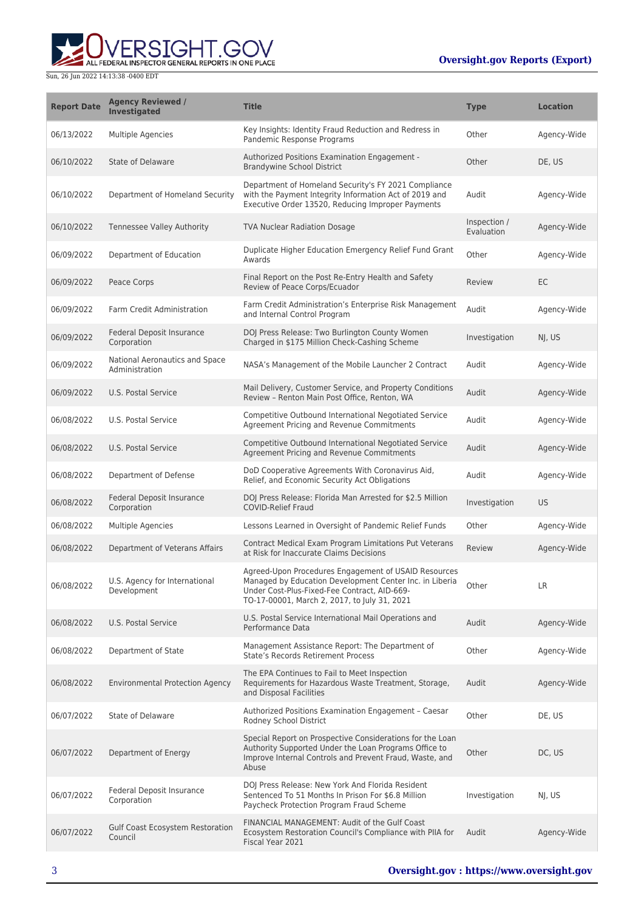| Report Date | Agency Reviewed / Investigated | Title | Type | Location |
| --- | --- | --- | --- | --- |
| 06/13/2022 | Multiple Agencies | Key Insights: Identity Fraud Reduction and Redress in Pandemic Response Programs | Other | Agency-Wide |
| 06/10/2022 | State of Delaware | Authorized Positions Examination Engagement - Brandywine School District | Other | DE, US |
| 06/10/2022 | Department of Homeland Security | Department of Homeland Security's FY 2021 Compliance with the Payment Integrity Information Act of 2019 and Executive Order 13520, Reducing Improper Payments | Audit | Agency-Wide |
| 06/10/2022 | Tennessee Valley Authority | TVA Nuclear Radiation Dosage | Inspection / Evaluation | Agency-Wide |
| 06/09/2022 | Department of Education | Duplicate Higher Education Emergency Relief Fund Grant Awards | Other | Agency-Wide |
| 06/09/2022 | Peace Corps | Final Report on the Post Re-Entry Health and Safety Review of Peace Corps/Ecuador | Review | EC |
| 06/09/2022 | Farm Credit Administration | Farm Credit Administration's Enterprise Risk Management and Internal Control Program | Audit | Agency-Wide |
| 06/09/2022 | Federal Deposit Insurance Corporation | DOJ Press Release: Two Burlington County Women Charged in $175 Million Check-Cashing Scheme | Investigation | NJ, US |
| 06/09/2022 | National Aeronautics and Space Administration | NASA's Management of the Mobile Launcher 2 Contract | Audit | Agency-Wide |
| 06/09/2022 | U.S. Postal Service | Mail Delivery, Customer Service, and Property Conditions Review – Renton Main Post Office, Renton, WA | Audit | Agency-Wide |
| 06/08/2022 | U.S. Postal Service | Competitive Outbound International Negotiated Service Agreement Pricing and Revenue Commitments | Audit | Agency-Wide |
| 06/08/2022 | U.S. Postal Service | Competitive Outbound International Negotiated Service Agreement Pricing and Revenue Commitments | Audit | Agency-Wide |
| 06/08/2022 | Department of Defense | DoD Cooperative Agreements With Coronavirus Aid, Relief, and Economic Security Act Obligations | Audit | Agency-Wide |
| 06/08/2022 | Federal Deposit Insurance Corporation | DOJ Press Release: Florida Man Arrested for $2.5 Million COVID-Relief Fraud | Investigation | US |
| 06/08/2022 | Multiple Agencies | Lessons Learned in Oversight of Pandemic Relief Funds | Other | Agency-Wide |
| 06/08/2022 | Department of Veterans Affairs | Contract Medical Exam Program Limitations Put Veterans at Risk for Inaccurate Claims Decisions | Review | Agency-Wide |
| 06/08/2022 | U.S. Agency for International Development | Agreed-Upon Procedures Engagement of USAID Resources Managed by Education Development Center Inc. in Liberia Under Cost-Plus-Fixed-Fee Contract, AID-669-TO-17-00001, March 2, 2017, to July 31, 2021 | Other | LR |
| 06/08/2022 | U.S. Postal Service | U.S. Postal Service International Mail Operations and Performance Data | Audit | Agency-Wide |
| 06/08/2022 | Department of State | Management Assistance Report: The Department of State's Records Retirement Process | Other | Agency-Wide |
| 06/08/2022 | Environmental Protection Agency | The EPA Continues to Fail to Meet Inspection Requirements for Hazardous Waste Treatment, Storage, and Disposal Facilities | Audit | Agency-Wide |
| 06/07/2022 | State of Delaware | Authorized Positions Examination Engagement – Caesar Rodney School District | Other | DE, US |
| 06/07/2022 | Department of Energy | Special Report on Prospective Considerations for the Loan Authority Supported Under the Loan Programs Office to Improve Internal Controls and Prevent Fraud, Waste, and Abuse | Other | DC, US |
| 06/07/2022 | Federal Deposit Insurance Corporation | DOJ Press Release: New York And Florida Resident Sentenced To 51 Months In Prison For $6.8 Million Paycheck Protection Program Fraud Scheme | Investigation | NJ, US |
| 06/07/2022 | Gulf Coast Ecosystem Restoration Council | FINANCIAL MANAGEMENT: Audit of the Gulf Coast Ecosystem Restoration Council's Compliance with PIIA for Fiscal Year 2021 | Audit | Agency-Wide |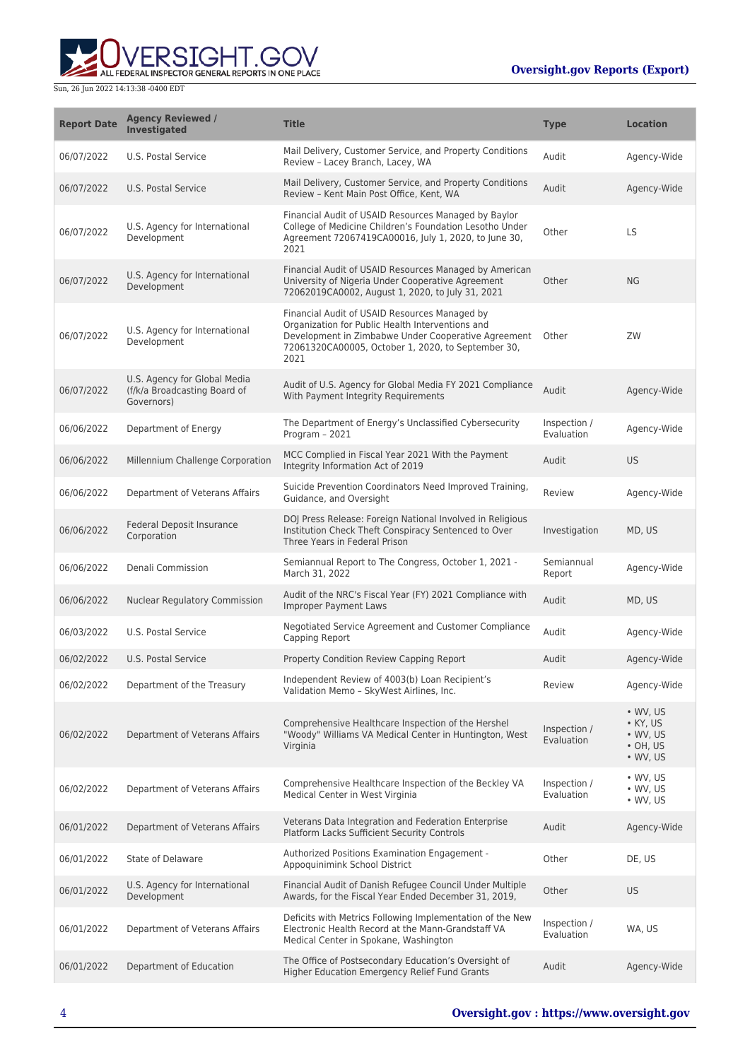| Report Date | Agency Reviewed / Investigated | Title | Type | Location |
|---|---|---|---|---|
| 06/07/2022 | U.S. Postal Service | Mail Delivery, Customer Service, and Property Conditions Review – Lacey Branch, Lacey, WA | Audit | Agency-Wide |
| 06/07/2022 | U.S. Postal Service | Mail Delivery, Customer Service, and Property Conditions Review – Kent Main Post Office, Kent, WA | Audit | Agency-Wide |
| 06/07/2022 | U.S. Agency for International Development | Financial Audit of USAID Resources Managed by Baylor College of Medicine Children's Foundation Lesotho Under Agreement 72067419CA00016, July 1, 2020, to June 30, 2021 | Other | LS |
| 06/07/2022 | U.S. Agency for International Development | Financial Audit of USAID Resources Managed by American University of Nigeria Under Cooperative Agreement 72062019CA0002, August 1, 2020, to July 31, 2021 | Other | NG |
| 06/07/2022 | U.S. Agency for International Development | Financial Audit of USAID Resources Managed by Organization for Public Health Interventions and Development in Zimbabwe Under Cooperative Agreement 72061320CA00005, October 1, 2020, to September 30, 2021 | Other | ZW |
| 06/07/2022 | U.S. Agency for Global Media (f/k/a Broadcasting Board of Governors) | Audit of U.S. Agency for Global Media FY 2021 Compliance With Payment Integrity Requirements | Audit | Agency-Wide |
| 06/06/2022 | Department of Energy | The Department of Energy's Unclassified Cybersecurity Program – 2021 | Inspection / Evaluation | Agency-Wide |
| 06/06/2022 | Millennium Challenge Corporation | MCC Complied in Fiscal Year 2021 With the Payment Integrity Information Act of 2019 | Audit | US |
| 06/06/2022 | Department of Veterans Affairs | Suicide Prevention Coordinators Need Improved Training, Guidance, and Oversight | Review | Agency-Wide |
| 06/06/2022 | Federal Deposit Insurance Corporation | DOJ Press Release: Foreign National Involved in Religious Institution Check Theft Conspiracy Sentenced to Over Three Years in Federal Prison | Investigation | MD, US |
| 06/06/2022 | Denali Commission | Semiannual Report to The Congress, October 1, 2021 - March 31, 2022 | Semiannual Report | Agency-Wide |
| 06/06/2022 | Nuclear Regulatory Commission | Audit of the NRC's Fiscal Year (FY) 2021 Compliance with Improper Payment Laws | Audit | MD, US |
| 06/03/2022 | U.S. Postal Service | Negotiated Service Agreement and Customer Compliance Capping Report | Audit | Agency-Wide |
| 06/02/2022 | U.S. Postal Service | Property Condition Review Capping Report | Audit | Agency-Wide |
| 06/02/2022 | Department of the Treasury | Independent Review of 4003(b) Loan Recipient's Validation Memo – SkyWest Airlines, Inc. | Review | Agency-Wide |
| 06/02/2022 | Department of Veterans Affairs | Comprehensive Healthcare Inspection of the Hershel "Woody" Williams VA Medical Center in Huntington, West Virginia | Inspection / Evaluation | • WV, US<br>• KY, US<br>• WV, US<br>• OH, US<br>• WV, US |
| 06/02/2022 | Department of Veterans Affairs | Comprehensive Healthcare Inspection of the Beckley VA Medical Center in West Virginia | Inspection / Evaluation | • WV, US<br>• WV, US<br>• WV, US |
| 06/01/2022 | Department of Veterans Affairs | Veterans Data Integration and Federation Enterprise Platform Lacks Sufficient Security Controls | Audit | Agency-Wide |
| 06/01/2022 | State of Delaware | Authorized Positions Examination Engagement - Appoquinimink School District | Other | DE, US |
| 06/01/2022 | U.S. Agency for International Development | Financial Audit of Danish Refugee Council Under Multiple Awards, for the Fiscal Year Ended December 31, 2019, | Other | US |
| 06/01/2022 | Department of Veterans Affairs | Deficits with Metrics Following Implementation of the New Electronic Health Record at the Mann-Grandstaff VA Medical Center in Spokane, Washington | Inspection / Evaluation | WA, US |
| 06/01/2022 | Department of Education | The Office of Postsecondary Education's Oversight of Higher Education Emergency Relief Fund Grants | Audit | Agency-Wide |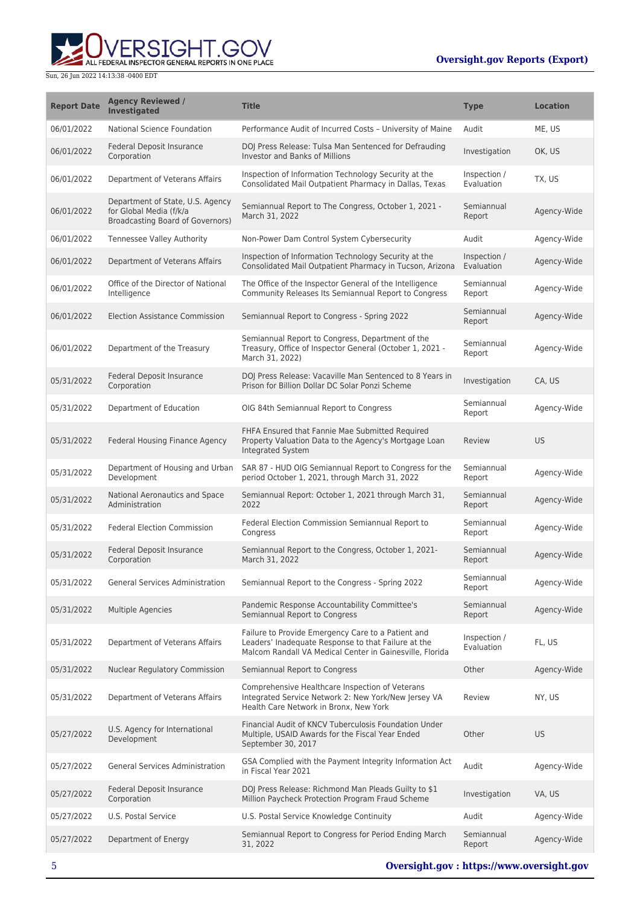| Report Date | Agency Reviewed / Investigated | Title | Type | Location |
|---|---|---|---|---|
| 06/01/2022 | National Science Foundation | Performance Audit of Incurred Costs – University of Maine | Audit | ME, US |
| 06/01/2022 | Federal Deposit Insurance Corporation | DOJ Press Release: Tulsa Man Sentenced for Defrauding Investor and Banks of Millions | Investigation | OK, US |
| 06/01/2022 | Department of Veterans Affairs | Inspection of Information Technology Security at the Consolidated Mail Outpatient Pharmacy in Dallas, Texas | Inspection / Evaluation | TX, US |
| 06/01/2022 | Department of State, U.S. Agency for Global Media (f/k/a Broadcasting Board of Governors) | Semiannual Report to The Congress, October 1, 2021 - March 31, 2022 | Semiannual Report | Agency-Wide |
| 06/01/2022 | Tennessee Valley Authority | Non-Power Dam Control System Cybersecurity | Audit | Agency-Wide |
| 06/01/2022 | Department of Veterans Affairs | Inspection of Information Technology Security at the Consolidated Mail Outpatient Pharmacy in Tucson, Arizona | Inspection / Evaluation | Agency-Wide |
| 06/01/2022 | Office of the Director of National Intelligence | The Office of the Inspector General of the Intelligence Community Releases Its Semiannual Report to Congress | Semiannual Report | Agency-Wide |
| 06/01/2022 | Election Assistance Commission | Semiannual Report to Congress - Spring 2022 | Semiannual Report | Agency-Wide |
| 06/01/2022 | Department of the Treasury | Semiannual Report to Congress, Department of the Treasury, Office of Inspector General (October 1, 2021 - March 31, 2022) | Semiannual Report | Agency-Wide |
| 05/31/2022 | Federal Deposit Insurance Corporation | DOJ Press Release: Vacaville Man Sentenced to 8 Years in Prison for Billion Dollar DC Solar Ponzi Scheme | Investigation | CA, US |
| 05/31/2022 | Department of Education | OIG 84th Semiannual Report to Congress | Semiannual Report | Agency-Wide |
| 05/31/2022 | Federal Housing Finance Agency | FHFA Ensured that Fannie Mae Submitted Required Property Valuation Data to the Agency's Mortgage Loan Integrated System | Review | US |
| 05/31/2022 | Department of Housing and Urban Development | SAR 87 - HUD OIG Semiannual Report to Congress for the period October 1, 2021, through March 31, 2022 | Semiannual Report | Agency-Wide |
| 05/31/2022 | National Aeronautics and Space Administration | Semiannual Report: October 1, 2021 through March 31, 2022 | Semiannual Report | Agency-Wide |
| 05/31/2022 | Federal Election Commission | Federal Election Commission Semiannual Report to Congress | Semiannual Report | Agency-Wide |
| 05/31/2022 | Federal Deposit Insurance Corporation | Semiannual Report to the Congress, October 1, 2021- March 31, 2022 | Semiannual Report | Agency-Wide |
| 05/31/2022 | General Services Administration | Semiannual Report to the Congress - Spring 2022 | Semiannual Report | Agency-Wide |
| 05/31/2022 | Multiple Agencies | Pandemic Response Accountability Committee's Semiannual Report to Congress | Semiannual Report | Agency-Wide |
| 05/31/2022 | Department of Veterans Affairs | Failure to Provide Emergency Care to a Patient and Leaders' Inadequate Response to that Failure at the Malcom Randall VA Medical Center in Gainesville, Florida | Inspection / Evaluation | FL, US |
| 05/31/2022 | Nuclear Regulatory Commission | Semiannual Report to Congress | Other | Agency-Wide |
| 05/31/2022 | Department of Veterans Affairs | Comprehensive Healthcare Inspection of Veterans Integrated Service Network 2: New York/New Jersey VA Health Care Network in Bronx, New York | Review | NY, US |
| 05/27/2022 | U.S. Agency for International Development | Financial Audit of KNCV Tuberculosis Foundation Under Multiple, USAID Awards for the Fiscal Year Ended September 30, 2017 | Other | US |
| 05/27/2022 | General Services Administration | GSA Complied with the Payment Integrity Information Act in Fiscal Year 2021 | Audit | Agency-Wide |
| 05/27/2022 | Federal Deposit Insurance Corporation | DOJ Press Release: Richmond Man Pleads Guilty to $1 Million Paycheck Protection Program Fraud Scheme | Investigation | VA, US |
| 05/27/2022 | U.S. Postal Service | U.S. Postal Service Knowledge Continuity | Audit | Agency-Wide |
| 05/27/2022 | Department of Energy | Semiannual Report to Congress for Period Ending March 31, 2022 | Semiannual Report | Agency-Wide |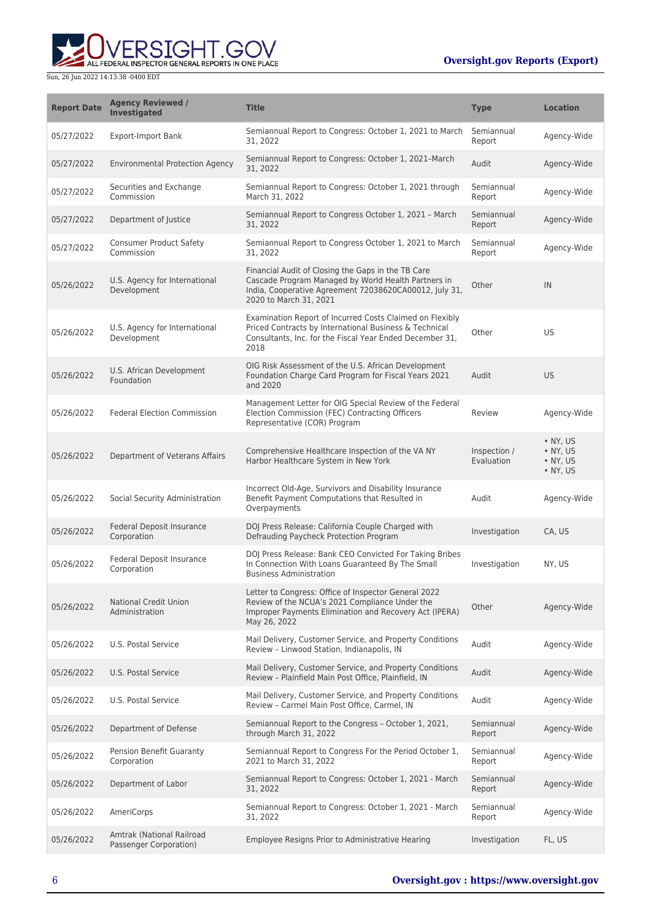| Report Date | Agency Reviewed / Investigated | Title | Type | Location |
| --- | --- | --- | --- | --- |
| 05/27/2022 | Export-Import Bank | Semiannual Report to Congress: October 1, 2021 to March 31, 2022 | Semiannual Report | Agency-Wide |
| 05/27/2022 | Environmental Protection Agency | Semiannual Report to Congress: October 1, 2021–March 31, 2022 | Audit | Agency-Wide |
| 05/27/2022 | Securities and Exchange Commission | Semiannual Report to Congress: October 1, 2021 through March 31, 2022 | Semiannual Report | Agency-Wide |
| 05/27/2022 | Department of Justice | Semiannual Report to Congress October 1, 2021 – March 31, 2022 | Semiannual Report | Agency-Wide |
| 05/27/2022 | Consumer Product Safety Commission | Semiannual Report to Congress October 1, 2021 to March 31, 2022 | Semiannual Report | Agency-Wide |
| 05/26/2022 | U.S. Agency for International Development | Financial Audit of Closing the Gaps in the TB Care Cascade Program Managed by World Health Partners in India, Cooperative Agreement 72038620CA00012, July 31, 2020 to March 31, 2021 | Other | IN |
| 05/26/2022 | U.S. Agency for International Development | Examination Report of Incurred Costs Claimed on Flexibly Priced Contracts by International Business & Technical Consultants, Inc. for the Fiscal Year Ended December 31, 2018 | Other | US |
| 05/26/2022 | U.S. African Development Foundation | OIG Risk Assessment of the U.S. African Development Foundation Charge Card Program for Fiscal Years 2021 and 2020 | Audit | US |
| 05/26/2022 | Federal Election Commission | Management Letter for OIG Special Review of the Federal Election Commission (FEC) Contracting Officers Representative (COR) Program | Review | Agency-Wide |
| 05/26/2022 | Department of Veterans Affairs | Comprehensive Healthcare Inspection of the VA NY Harbor Healthcare System in New York | Inspection / Evaluation | • NY, US • NY, US • NY, US • NY, US |
| 05/26/2022 | Social Security Administration | Incorrect Old-Age, Survivors and Disability Insurance Benefit Payment Computations that Resulted in Overpayments | Audit | Agency-Wide |
| 05/26/2022 | Federal Deposit Insurance Corporation | DOJ Press Release: California Couple Charged with Defrauding Paycheck Protection Program | Investigation | CA, US |
| 05/26/2022 | Federal Deposit Insurance Corporation | DOJ Press Release: Bank CEO Convicted For Taking Bribes In Connection With Loans Guaranteed By The Small Business Administration | Investigation | NY, US |
| 05/26/2022 | National Credit Union Administration | Letter to Congress: Office of Inspector General 2022 Review of the NCUA's 2021 Compliance Under the Improper Payments Elimination and Recovery Act (IPERA) May 26, 2022 | Other | Agency-Wide |
| 05/26/2022 | U.S. Postal Service | Mail Delivery, Customer Service, and Property Conditions Review – Linwood Station, Indianapolis, IN | Audit | Agency-Wide |
| 05/26/2022 | U.S. Postal Service | Mail Delivery, Customer Service, and Property Conditions Review – Plainfield Main Post Office, Plainfield, IN | Audit | Agency-Wide |
| 05/26/2022 | U.S. Postal Service | Mail Delivery, Customer Service, and Property Conditions Review – Carmel Main Post Office, Carmel, IN | Audit | Agency-Wide |
| 05/26/2022 | Department of Defense | Semiannual Report to the Congress – October 1, 2021, through March 31, 2022 | Semiannual Report | Agency-Wide |
| 05/26/2022 | Pension Benefit Guaranty Corporation | Semiannual Report to Congress For the Period October 1, 2021 to March 31, 2022 | Semiannual Report | Agency-Wide |
| 05/26/2022 | Department of Labor | Semiannual Report to Congress: October 1, 2021 - March 31, 2022 | Semiannual Report | Agency-Wide |
| 05/26/2022 | AmeriCorps | Semiannual Report to Congress: October 1, 2021 - March 31, 2022 | Semiannual Report | Agency-Wide |
| 05/26/2022 | Amtrak (National Railroad Passenger Corporation) | Employee Resigns Prior to Administrative Hearing | Investigation | FL, US |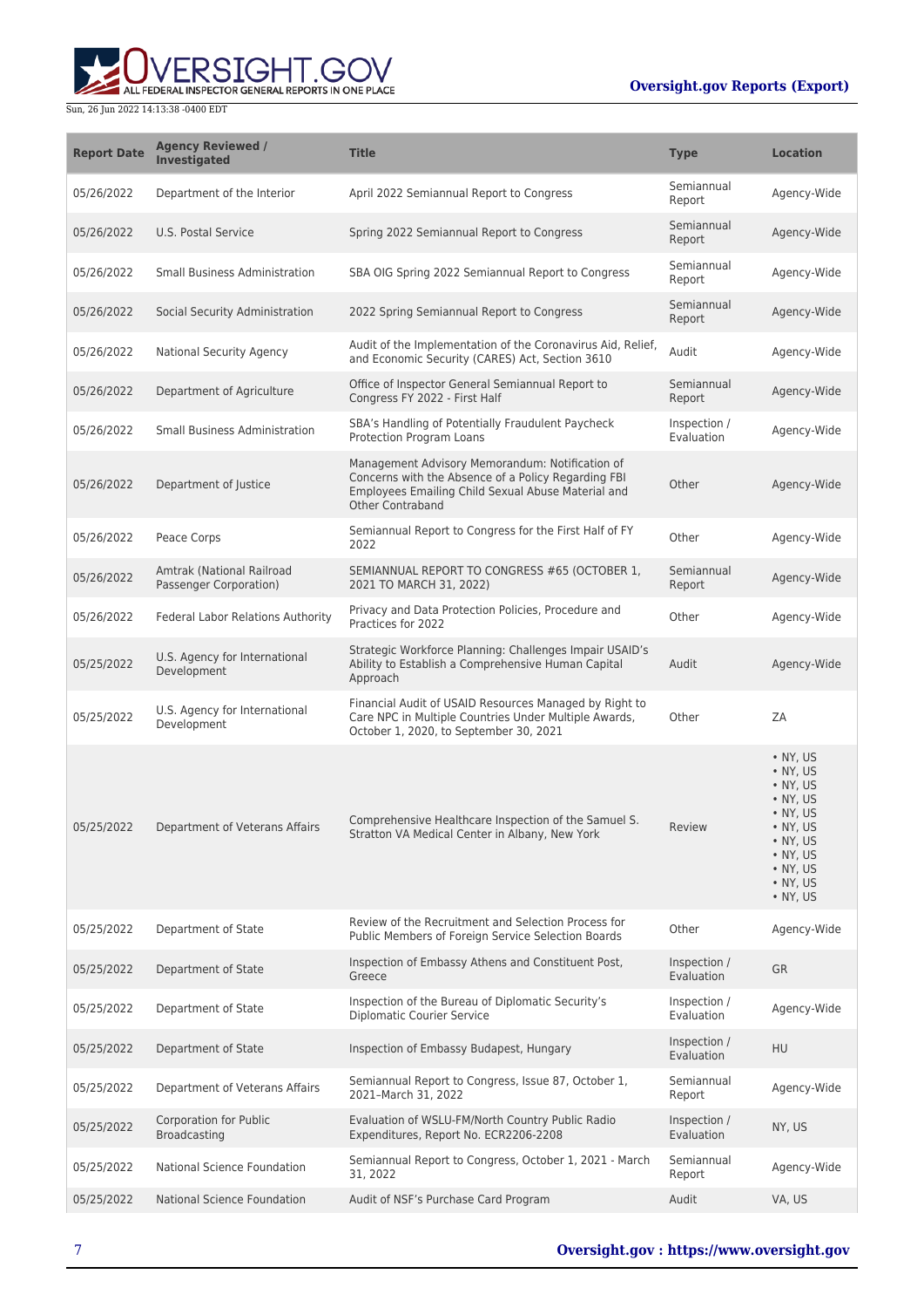| Report Date | Agency Reviewed / Investigated | Title | Type | Location |
|---|---|---|---|---|
| 05/26/2022 | Department of the Interior | April 2022 Semiannual Report to Congress | Semiannual Report | Agency-Wide |
| 05/26/2022 | U.S. Postal Service | Spring 2022 Semiannual Report to Congress | Semiannual Report | Agency-Wide |
| 05/26/2022 | Small Business Administration | SBA OIG Spring 2022 Semiannual Report to Congress | Semiannual Report | Agency-Wide |
| 05/26/2022 | Social Security Administration | 2022 Spring Semiannual Report to Congress | Semiannual Report | Agency-Wide |
| 05/26/2022 | National Security Agency | Audit of the Implementation of the Coronavirus Aid, Relief, and Economic Security (CARES) Act, Section 3610 | Audit | Agency-Wide |
| 05/26/2022 | Department of Agriculture | Office of Inspector General Semiannual Report to Congress FY 2022 - First Half | Semiannual Report | Agency-Wide |
| 05/26/2022 | Small Business Administration | SBA's Handling of Potentially Fraudulent Paycheck Protection Program Loans | Inspection / Evaluation | Agency-Wide |
| 05/26/2022 | Department of Justice | Management Advisory Memorandum: Notification of Concerns with the Absence of a Policy Regarding FBI Employees Emailing Child Sexual Abuse Material and Other Contraband | Other | Agency-Wide |
| 05/26/2022 | Peace Corps | Semiannual Report to Congress for the First Half of FY 2022 | Other | Agency-Wide |
| 05/26/2022 | Amtrak (National Railroad Passenger Corporation) | SEMIANNUAL REPORT TO CONGRESS #65 (OCTOBER 1, 2021 TO MARCH 31, 2022) | Semiannual Report | Agency-Wide |
| 05/26/2022 | Federal Labor Relations Authority | Privacy and Data Protection Policies, Procedure and Practices for 2022 | Other | Agency-Wide |
| 05/25/2022 | U.S. Agency for International Development | Strategic Workforce Planning: Challenges Impair USAID's Ability to Establish a Comprehensive Human Capital Approach | Audit | Agency-Wide |
| 05/25/2022 | U.S. Agency for International Development | Financial Audit of USAID Resources Managed by Right to Care NPC in Multiple Countries Under Multiple Awards, October 1, 2020, to September 30, 2021 | Other | ZA |
| 05/25/2022 | Department of Veterans Affairs | Comprehensive Healthcare Inspection of the Samuel S. Stratton VA Medical Center in Albany, New York | Review | • NY, US • NY, US • NY, US • NY, US • NY, US • NY, US • NY, US • NY, US • NY, US • NY, US • NY, US |
| 05/25/2022 | Department of State | Review of the Recruitment and Selection Process for Public Members of Foreign Service Selection Boards | Other | Agency-Wide |
| 05/25/2022 | Department of State | Inspection of Embassy Athens and Constituent Post, Greece | Inspection / Evaluation | GR |
| 05/25/2022 | Department of State | Inspection of the Bureau of Diplomatic Security's Diplomatic Courier Service | Inspection / Evaluation | Agency-Wide |
| 05/25/2022 | Department of State | Inspection of Embassy Budapest, Hungary | Inspection / Evaluation | HU |
| 05/25/2022 | Department of Veterans Affairs | Semiannual Report to Congress, Issue 87, October 1, 2021–March 31, 2022 | Semiannual Report | Agency-Wide |
| 05/25/2022 | Corporation for Public Broadcasting | Evaluation of WSLU-FM/North Country Public Radio Expenditures, Report No. ECR2206-2208 | Inspection / Evaluation | NY, US |
| 05/25/2022 | National Science Foundation | Semiannual Report to Congress, October 1, 2021 - March 31, 2022 | Semiannual Report | Agency-Wide |
| 05/25/2022 | National Science Foundation | Audit of NSF's Purchase Card Program | Audit | VA, US |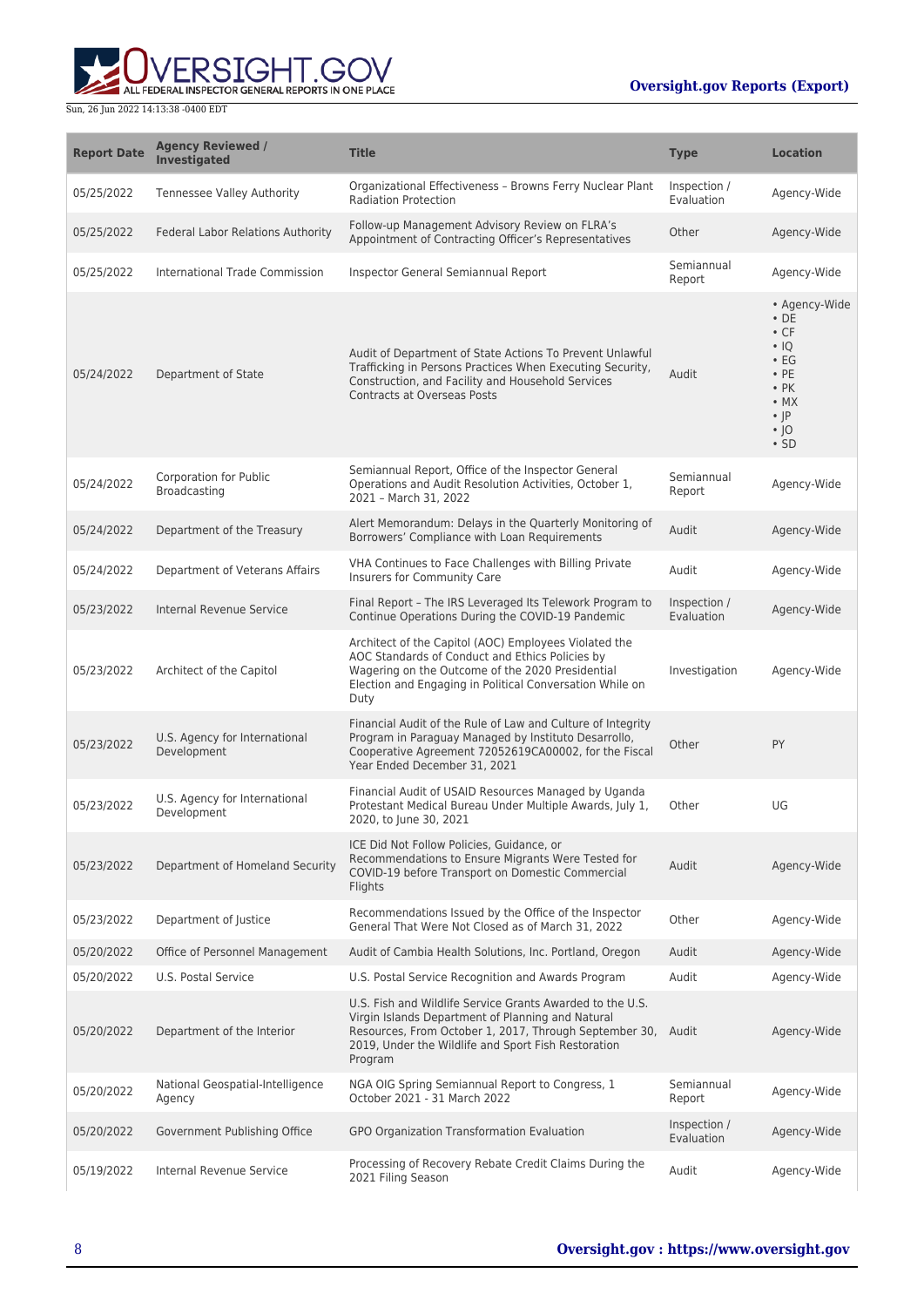| Report Date | Agency Reviewed / Investigated | Title | Type | Location |
|---|---|---|---|---|
| 05/25/2022 | Tennessee Valley Authority | Organizational Effectiveness – Browns Ferry Nuclear Plant Radiation Protection | Inspection / Evaluation | Agency-Wide |
| 05/25/2022 | Federal Labor Relations Authority | Follow-up Management Advisory Review on FLRA's Appointment of Contracting Officer's Representatives | Other | Agency-Wide |
| 05/25/2022 | International Trade Commission | Inspector General Semiannual Report | Semiannual Report | Agency-Wide |
| 05/24/2022 | Department of State | Audit of Department of State Actions To Prevent Unlawful Trafficking in Persons Practices When Executing Security, Construction, and Facility and Household Services Contracts at Overseas Posts | Audit | • Agency-Wide • DE • CF • IQ • EG • PE • PK • MX • JP • JO • SD |
| 05/24/2022 | Corporation for Public Broadcasting | Semiannual Report, Office of the Inspector General Operations and Audit Resolution Activities, October 1, 2021 – March 31, 2022 | Semiannual Report | Agency-Wide |
| 05/24/2022 | Department of the Treasury | Alert Memorandum: Delays in the Quarterly Monitoring of Borrowers' Compliance with Loan Requirements | Audit | Agency-Wide |
| 05/24/2022 | Department of Veterans Affairs | VHA Continues to Face Challenges with Billing Private Insurers for Community Care | Audit | Agency-Wide |
| 05/23/2022 | Internal Revenue Service | Final Report – The IRS Leveraged Its Telework Program to Continue Operations During the COVID-19 Pandemic | Inspection / Evaluation | Agency-Wide |
| 05/23/2022 | Architect of the Capitol | Architect of the Capitol (AOC) Employees Violated the AOC Standards of Conduct and Ethics Policies by Wagering on the Outcome of the 2020 Presidential Election and Engaging in Political Conversation While on Duty | Investigation | Agency-Wide |
| 05/23/2022 | U.S. Agency for International Development | Financial Audit of the Rule of Law and Culture of Integrity Program in Paraguay Managed by Instituto Desarrollo, Cooperative Agreement 72052619CA00002, for the Fiscal Year Ended December 31, 2021 | Other | PY |
| 05/23/2022 | U.S. Agency for International Development | Financial Audit of USAID Resources Managed by Uganda Protestant Medical Bureau Under Multiple Awards, July 1, 2020, to June 30, 2021 | Other | UG |
| 05/23/2022 | Department of Homeland Security | ICE Did Not Follow Policies, Guidance, or Recommendations to Ensure Migrants Were Tested for COVID-19 before Transport on Domestic Commercial Flights | Audit | Agency-Wide |
| 05/23/2022 | Department of Justice | Recommendations Issued by the Office of the Inspector General That Were Not Closed as of March 31, 2022 | Other | Agency-Wide |
| 05/20/2022 | Office of Personnel Management | Audit of Cambia Health Solutions, Inc. Portland, Oregon | Audit | Agency-Wide |
| 05/20/2022 | U.S. Postal Service | U.S. Postal Service Recognition and Awards Program | Audit | Agency-Wide |
| 05/20/2022 | Department of the Interior | U.S. Fish and Wildlife Service Grants Awarded to the U.S. Virgin Islands Department of Planning and Natural Resources, From October 1, 2017, Through September 30, 2019, Under the Wildlife and Sport Fish Restoration Program | Audit | Agency-Wide |
| 05/20/2022 | National Geospatial-Intelligence Agency | NGA OIG Spring Semiannual Report to Congress, 1 October 2021 - 31 March 2022 | Semiannual Report | Agency-Wide |
| 05/20/2022 | Government Publishing Office | GPO Organization Transformation Evaluation | Inspection / Evaluation | Agency-Wide |
| 05/19/2022 | Internal Revenue Service | Processing of Recovery Rebate Credit Claims During the 2021 Filing Season | Audit | Agency-Wide |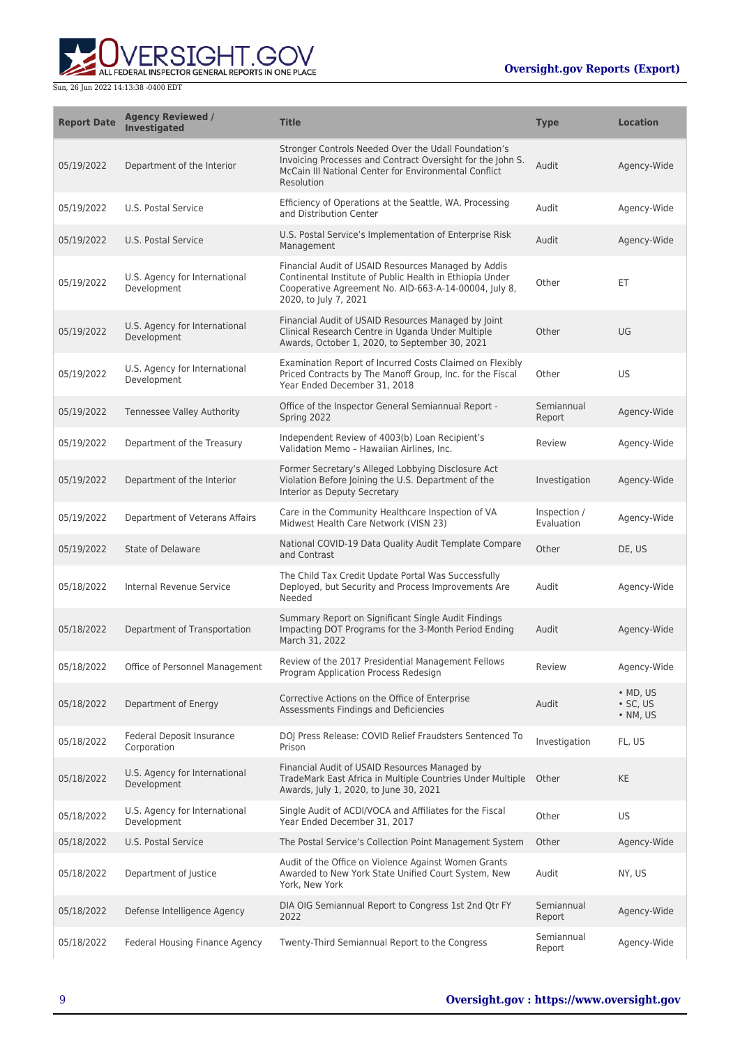| Report Date | Agency Reviewed / Investigated | Title | Type | Location |
|---|---|---|---|---|
| 05/19/2022 | Department of the Interior | Stronger Controls Needed Over the Udall Foundation's Invoicing Processes and Contract Oversight for the John S. McCain III National Center for Environmental Conflict Resolution | Audit | Agency-Wide |
| 05/19/2022 | U.S. Postal Service | Efficiency of Operations at the Seattle, WA, Processing and Distribution Center | Audit | Agency-Wide |
| 05/19/2022 | U.S. Postal Service | U.S. Postal Service's Implementation of Enterprise Risk Management | Audit | Agency-Wide |
| 05/19/2022 | U.S. Agency for International Development | Financial Audit of USAID Resources Managed by Addis Continental Institute of Public Health in Ethiopia Under Cooperative Agreement No. AID-663-A-14-00004, July 8, 2020, to July 7, 2021 | Other | ET |
| 05/19/2022 | U.S. Agency for International Development | Financial Audit of USAID Resources Managed by Joint Clinical Research Centre in Uganda Under Multiple Awards, October 1, 2020, to September 30, 2021 | Other | UG |
| 05/19/2022 | U.S. Agency for International Development | Examination Report of Incurred Costs Claimed on Flexibly Priced Contracts by The Manoff Group, Inc. for the Fiscal Year Ended December 31, 2018 | Other | US |
| 05/19/2022 | Tennessee Valley Authority | Office of the Inspector General Semiannual Report - Spring 2022 | Semiannual Report | Agency-Wide |
| 05/19/2022 | Department of the Treasury | Independent Review of 4003(b) Loan Recipient's Validation Memo – Hawaiian Airlines, Inc. | Review | Agency-Wide |
| 05/19/2022 | Department of the Interior | Former Secretary's Alleged Lobbying Disclosure Act Violation Before Joining the U.S. Department of the Interior as Deputy Secretary | Investigation | Agency-Wide |
| 05/19/2022 | Department of Veterans Affairs | Care in the Community Healthcare Inspection of VA Midwest Health Care Network (VISN 23) | Inspection / Evaluation | Agency-Wide |
| 05/19/2022 | State of Delaware | National COVID-19 Data Quality Audit Template Compare and Contrast | Other | DE, US |
| 05/18/2022 | Internal Revenue Service | The Child Tax Credit Update Portal Was Successfully Deployed, but Security and Process Improvements Are Needed | Audit | Agency-Wide |
| 05/18/2022 | Department of Transportation | Summary Report on Significant Single Audit Findings Impacting DOT Programs for the 3-Month Period Ending March 31, 2022 | Audit | Agency-Wide |
| 05/18/2022 | Office of Personnel Management | Review of the 2017 Presidential Management Fellows Program Application Process Redesign | Review | Agency-Wide |
| 05/18/2022 | Department of Energy | Corrective Actions on the Office of Enterprise Assessments Findings and Deficiencies | Audit | • MD, US • SC, US • NM, US |
| 05/18/2022 | Federal Deposit Insurance Corporation | DOJ Press Release: COVID Relief Fraudsters Sentenced To Prison | Investigation | FL, US |
| 05/18/2022 | U.S. Agency for International Development | Financial Audit of USAID Resources Managed by TradeMark East Africa in Multiple Countries Under Multiple Awards, July 1, 2020, to June 30, 2021 | Other | KE |
| 05/18/2022 | U.S. Agency for International Development | Single Audit of ACDI/VOCA and Affiliates for the Fiscal Year Ended December 31, 2017 | Other | US |
| 05/18/2022 | U.S. Postal Service | The Postal Service's Collection Point Management System | Other | Agency-Wide |
| 05/18/2022 | Department of Justice | Audit of the Office on Violence Against Women Grants Awarded to New York State Unified Court System, New York, New York | Audit | NY, US |
| 05/18/2022 | Defense Intelligence Agency | DIA OIG Semiannual Report to Congress 1st 2nd Qtr FY 2022 | Semiannual Report | Agency-Wide |
| 05/18/2022 | Federal Housing Finance Agency | Twenty-Third Semiannual Report to the Congress | Semiannual Report | Agency-Wide |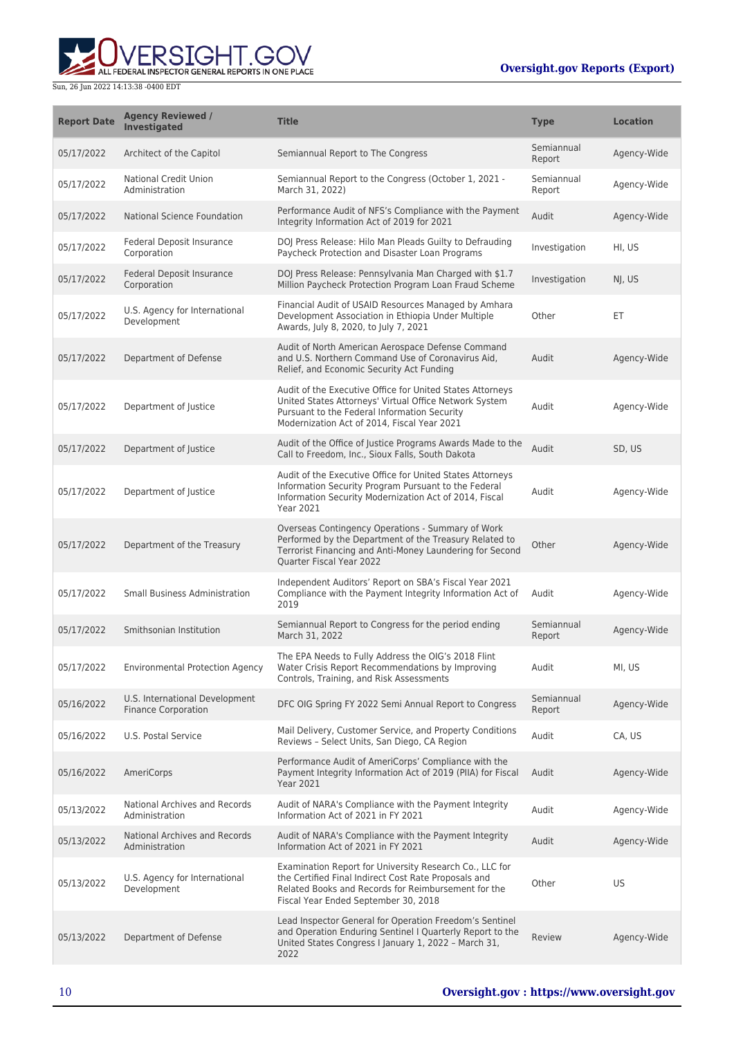| Report Date | Agency Reviewed / Investigated | Title | Type | Location |
|---|---|---|---|---|
| 05/17/2022 | Architect of the Capitol | Semiannual Report to The Congress | Semiannual Report | Agency-Wide |
| 05/17/2022 | National Credit Union Administration | Semiannual Report to the Congress (October 1, 2021 - March 31, 2022) | Semiannual Report | Agency-Wide |
| 05/17/2022 | National Science Foundation | Performance Audit of NFS's Compliance with the Payment Integrity Information Act of 2019 for 2021 | Audit | Agency-Wide |
| 05/17/2022 | Federal Deposit Insurance Corporation | DOJ Press Release: Hilo Man Pleads Guilty to Defrauding Paycheck Protection and Disaster Loan Programs | Investigation | HI, US |
| 05/17/2022 | Federal Deposit Insurance Corporation | DOJ Press Release: Pennsylvania Man Charged with $1.7 Million Paycheck Protection Program Loan Fraud Scheme | Investigation | NJ, US |
| 05/17/2022 | U.S. Agency for International Development | Financial Audit of USAID Resources Managed by Amhara Development Association in Ethiopia Under Multiple Awards, July 8, 2020, to July 7, 2021 | Other | ET |
| 05/17/2022 | Department of Defense | Audit of North American Aerospace Defense Command and U.S. Northern Command Use of Coronavirus Aid, Relief, and Economic Security Act Funding | Audit | Agency-Wide |
| 05/17/2022 | Department of Justice | Audit of the Executive Office for United States Attorneys United States Attorneys' Virtual Office Network System Pursuant to the Federal Information Security Modernization Act of 2014, Fiscal Year 2021 | Audit | Agency-Wide |
| 05/17/2022 | Department of Justice | Audit of the Office of Justice Programs Awards Made to the Call to Freedom, Inc., Sioux Falls, South Dakota | Audit | SD, US |
| 05/17/2022 | Department of Justice | Audit of the Executive Office for United States Attorneys Information Security Program Pursuant to the Federal Information Security Modernization Act of 2014, Fiscal Year 2021 | Audit | Agency-Wide |
| 05/17/2022 | Department of the Treasury | Overseas Contingency Operations - Summary of Work Performed by the Department of the Treasury Related to Terrorist Financing and Anti-Money Laundering for Second Quarter Fiscal Year 2022 | Other | Agency-Wide |
| 05/17/2022 | Small Business Administration | Independent Auditors' Report on SBA's Fiscal Year 2021 Compliance with the Payment Integrity Information Act of 2019 | Audit | Agency-Wide |
| 05/17/2022 | Smithsonian Institution | Semiannual Report to Congress for the period ending March 31, 2022 | Semiannual Report | Agency-Wide |
| 05/17/2022 | Environmental Protection Agency | The EPA Needs to Fully Address the OIG's 2018 Flint Water Crisis Report Recommendations by Improving Controls, Training, and Risk Assessments | Audit | MI, US |
| 05/16/2022 | U.S. International Development Finance Corporation | DFC OIG Spring FY 2022 Semi Annual Report to Congress | Semiannual Report | Agency-Wide |
| 05/16/2022 | U.S. Postal Service | Mail Delivery, Customer Service, and Property Conditions Reviews – Select Units, San Diego, CA Region | Audit | CA, US |
| 05/16/2022 | AmeriCorps | Performance Audit of AmeriCorps' Compliance with the Payment Integrity Information Act of 2019 (PIIA) for Fiscal Year 2021 | Audit | Agency-Wide |
| 05/13/2022 | National Archives and Records Administration | Audit of NARA's Compliance with the Payment Integrity Information Act of 2021 in FY 2021 | Audit | Agency-Wide |
| 05/13/2022 | National Archives and Records Administration | Audit of NARA's Compliance with the Payment Integrity Information Act of 2021 in FY 2021 | Audit | Agency-Wide |
| 05/13/2022 | U.S. Agency for International Development | Examination Report for University Research Co., LLC for the Certified Final Indirect Cost Rate Proposals and Related Books and Records for Reimbursement for the Fiscal Year Ended September 30, 2018 | Other | US |
| 05/13/2022 | Department of Defense | Lead Inspector General for Operation Freedom's Sentinel and Operation Enduring Sentinel I Quarterly Report to the United States Congress I January 1, 2022 – March 31, 2022 | Review | Agency-Wide |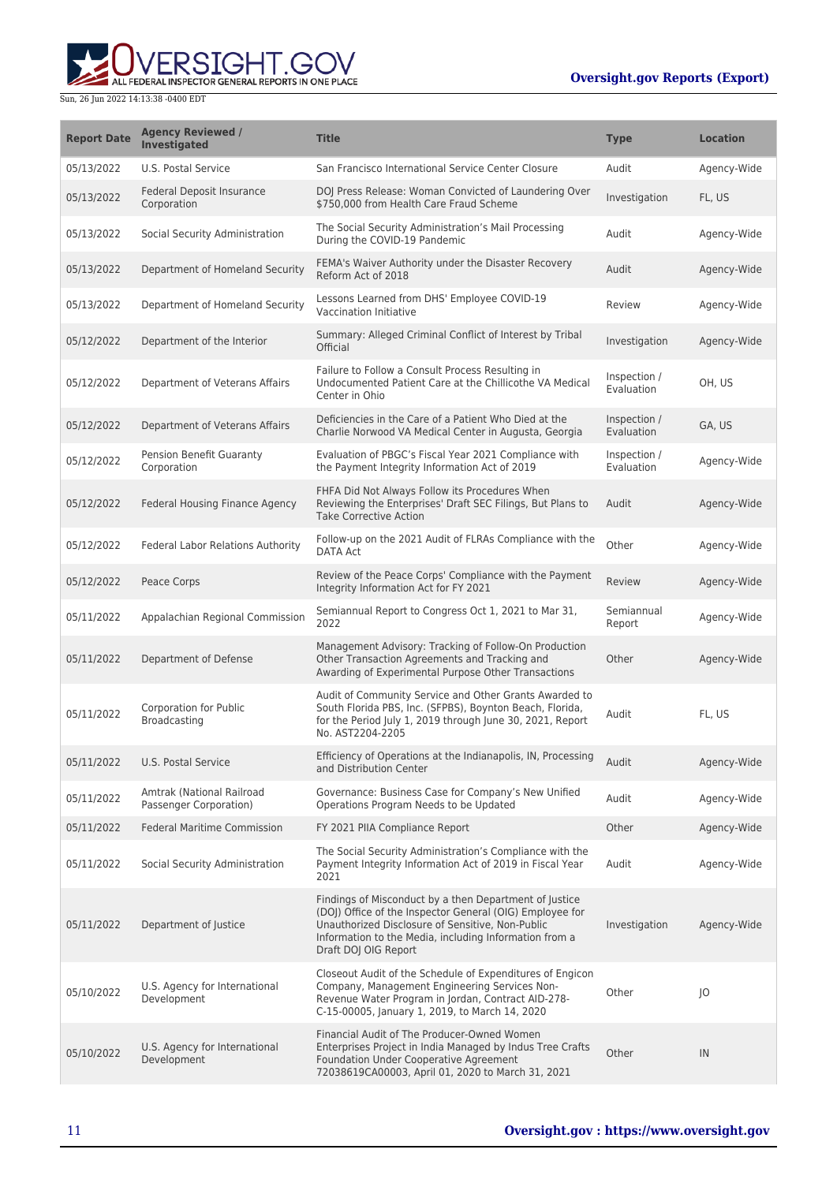| Report Date | Agency Reviewed / Investigated | Title | Type | Location |
| --- | --- | --- | --- | --- |
| 05/13/2022 | U.S. Postal Service | San Francisco International Service Center Closure | Audit | Agency-Wide |
| 05/13/2022 | Federal Deposit Insurance Corporation | DOJ Press Release: Woman Convicted of Laundering Over $750,000 from Health Care Fraud Scheme | Investigation | FL, US |
| 05/13/2022 | Social Security Administration | The Social Security Administration's Mail Processing During the COVID-19 Pandemic | Audit | Agency-Wide |
| 05/13/2022 | Department of Homeland Security | FEMA's Waiver Authority under the Disaster Recovery Reform Act of 2018 | Audit | Agency-Wide |
| 05/13/2022 | Department of Homeland Security | Lessons Learned from DHS' Employee COVID-19 Vaccination Initiative | Review | Agency-Wide |
| 05/12/2022 | Department of the Interior | Summary: Alleged Criminal Conflict of Interest by Tribal Official | Investigation | Agency-Wide |
| 05/12/2022 | Department of Veterans Affairs | Failure to Follow a Consult Process Resulting in Undocumented Patient Care at the Chillicothe VA Medical Center in Ohio | Inspection / Evaluation | OH, US |
| 05/12/2022 | Department of Veterans Affairs | Deficiencies in the Care of a Patient Who Died at the Charlie Norwood VA Medical Center in Augusta, Georgia | Inspection / Evaluation | GA, US |
| 05/12/2022 | Pension Benefit Guaranty Corporation | Evaluation of PBGC's Fiscal Year 2021 Compliance with the Payment Integrity Information Act of 2019 | Inspection / Evaluation | Agency-Wide |
| 05/12/2022 | Federal Housing Finance Agency | FHFA Did Not Always Follow its Procedures When Reviewing the Enterprises' Draft SEC Filings, But Plans to Take Corrective Action | Audit | Agency-Wide |
| 05/12/2022 | Federal Labor Relations Authority | Follow-up on the 2021 Audit of FLRAs Compliance with the DATA Act | Other | Agency-Wide |
| 05/12/2022 | Peace Corps | Review of the Peace Corps' Compliance with the Payment Integrity Information Act for FY 2021 | Review | Agency-Wide |
| 05/11/2022 | Appalachian Regional Commission | Semiannual Report to Congress Oct 1, 2021 to Mar 31, 2022 | Semiannual Report | Agency-Wide |
| 05/11/2022 | Department of Defense | Management Advisory: Tracking of Follow-On Production Other Transaction Agreements and Tracking and Awarding of Experimental Purpose Other Transactions | Other | Agency-Wide |
| 05/11/2022 | Corporation for Public Broadcasting | Audit of Community Service and Other Grants Awarded to South Florida PBS, Inc. (SFPBS), Boynton Beach, Florida, for the Period July 1, 2019 through June 30, 2021, Report No. AST2204-2205 | Audit | FL, US |
| 05/11/2022 | U.S. Postal Service | Efficiency of Operations at the Indianapolis, IN, Processing and Distribution Center | Audit | Agency-Wide |
| 05/11/2022 | Amtrak (National Railroad Passenger Corporation) | Governance: Business Case for Company's New Unified Operations Program Needs to be Updated | Audit | Agency-Wide |
| 05/11/2022 | Federal Maritime Commission | FY 2021 PIIA Compliance Report | Other | Agency-Wide |
| 05/11/2022 | Social Security Administration | The Social Security Administration's Compliance with the Payment Integrity Information Act of 2019 in Fiscal Year 2021 | Audit | Agency-Wide |
| 05/11/2022 | Department of Justice | Findings of Misconduct by a then Department of Justice (DOJ) Office of the Inspector General (OIG) Employee for Unauthorized Disclosure of Sensitive, Non-Public Information to the Media, including Information from a Draft DOJ OIG Report | Investigation | Agency-Wide |
| 05/10/2022 | U.S. Agency for International Development | Closeout Audit of the Schedule of Expenditures of Engicon Company, Management Engineering Services Non-Revenue Water Program in Jordan, Contract AID-278-C-15-00005, January 1, 2019, to March 14, 2020 | Other | JO |
| 05/10/2022 | U.S. Agency for International Development | Financial Audit of The Producer-Owned Women Enterprises Project in India Managed by Indus Tree Crafts Foundation Under Cooperative Agreement 72038619CA00003, April 01, 2020 to March 31, 2021 | Other | IN |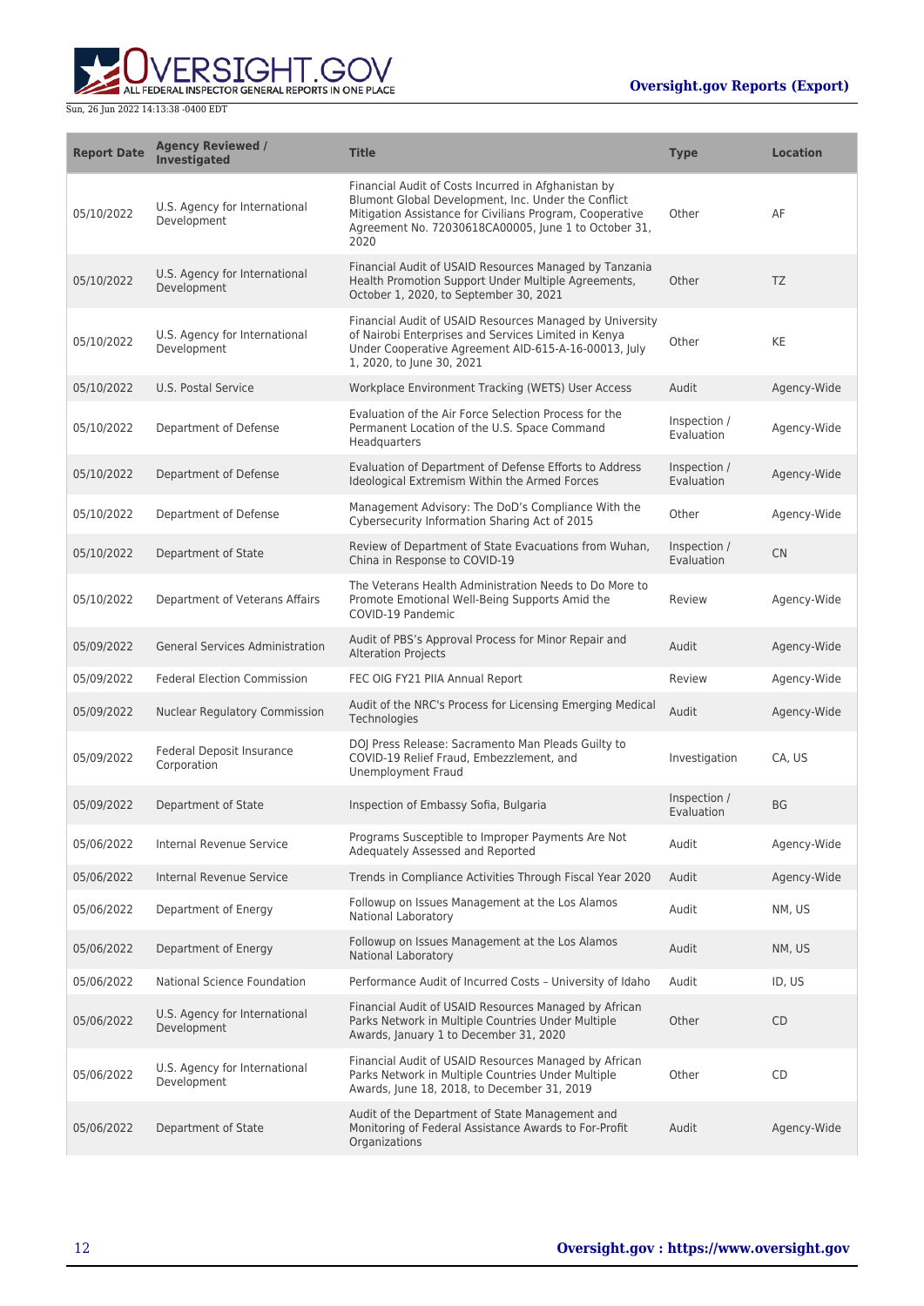| Report Date | Agency Reviewed / Investigated | Title | Type | Location |
| --- | --- | --- | --- | --- |
| 05/10/2022 | U.S. Agency for International Development | Financial Audit of Costs Incurred in Afghanistan by Blumont Global Development, Inc. Under the Conflict Mitigation Assistance for Civilians Program, Cooperative Agreement No. 72030618CA00005, June 1 to October 31, 2020 | Other | AF |
| 05/10/2022 | U.S. Agency for International Development | Financial Audit of USAID Resources Managed by Tanzania Health Promotion Support Under Multiple Agreements, October 1, 2020, to September 30, 2021 | Other | TZ |
| 05/10/2022 | U.S. Agency for International Development | Financial Audit of USAID Resources Managed by University of Nairobi Enterprises and Services Limited in Kenya Under Cooperative Agreement AID-615-A-16-00013, July 1, 2020, to June 30, 2021 | Other | KE |
| 05/10/2022 | U.S. Postal Service | Workplace Environment Tracking (WETS) User Access | Audit | Agency-Wide |
| 05/10/2022 | Department of Defense | Evaluation of the Air Force Selection Process for the Permanent Location of the U.S. Space Command Headquarters | Inspection / Evaluation | Agency-Wide |
| 05/10/2022 | Department of Defense | Evaluation of Department of Defense Efforts to Address Ideological Extremism Within the Armed Forces | Inspection / Evaluation | Agency-Wide |
| 05/10/2022 | Department of Defense | Management Advisory: The DoD's Compliance With the Cybersecurity Information Sharing Act of 2015 | Other | Agency-Wide |
| 05/10/2022 | Department of State | Review of Department of State Evacuations from Wuhan, China in Response to COVID-19 | Inspection / Evaluation | CN |
| 05/10/2022 | Department of Veterans Affairs | The Veterans Health Administration Needs to Do More to Promote Emotional Well-Being Supports Amid the COVID-19 Pandemic | Review | Agency-Wide |
| 05/09/2022 | General Services Administration | Audit of PBS's Approval Process for Minor Repair and Alteration Projects | Audit | Agency-Wide |
| 05/09/2022 | Federal Election Commission | FEC OIG FY21 PIIA Annual Report | Review | Agency-Wide |
| 05/09/2022 | Nuclear Regulatory Commission | Audit of the NRC's Process for Licensing Emerging Medical Technologies | Audit | Agency-Wide |
| 05/09/2022 | Federal Deposit Insurance Corporation | DOJ Press Release: Sacramento Man Pleads Guilty to COVID-19 Relief Fraud, Embezzlement, and Unemployment Fraud | Investigation | CA, US |
| 05/09/2022 | Department of State | Inspection of Embassy Sofia, Bulgaria | Inspection / Evaluation | BG |
| 05/06/2022 | Internal Revenue Service | Programs Susceptible to Improper Payments Are Not Adequately Assessed and Reported | Audit | Agency-Wide |
| 05/06/2022 | Internal Revenue Service | Trends in Compliance Activities Through Fiscal Year 2020 | Audit | Agency-Wide |
| 05/06/2022 | Department of Energy | Followup on Issues Management at the Los Alamos National Laboratory | Audit | NM, US |
| 05/06/2022 | Department of Energy | Followup on Issues Management at the Los Alamos National Laboratory | Audit | NM, US |
| 05/06/2022 | National Science Foundation | Performance Audit of Incurred Costs – University of Idaho | Audit | ID, US |
| 05/06/2022 | U.S. Agency for International Development | Financial Audit of USAID Resources Managed by African Parks Network in Multiple Countries Under Multiple Awards, January 1 to December 31, 2020 | Other | CD |
| 05/06/2022 | U.S. Agency for International Development | Financial Audit of USAID Resources Managed by African Parks Network in Multiple Countries Under Multiple Awards, June 18, 2018, to December 31, 2019 | Other | CD |
| 05/06/2022 | Department of State | Audit of the Department of State Management and Monitoring of Federal Assistance Awards to For-Profit Organizations | Audit | Agency-Wide |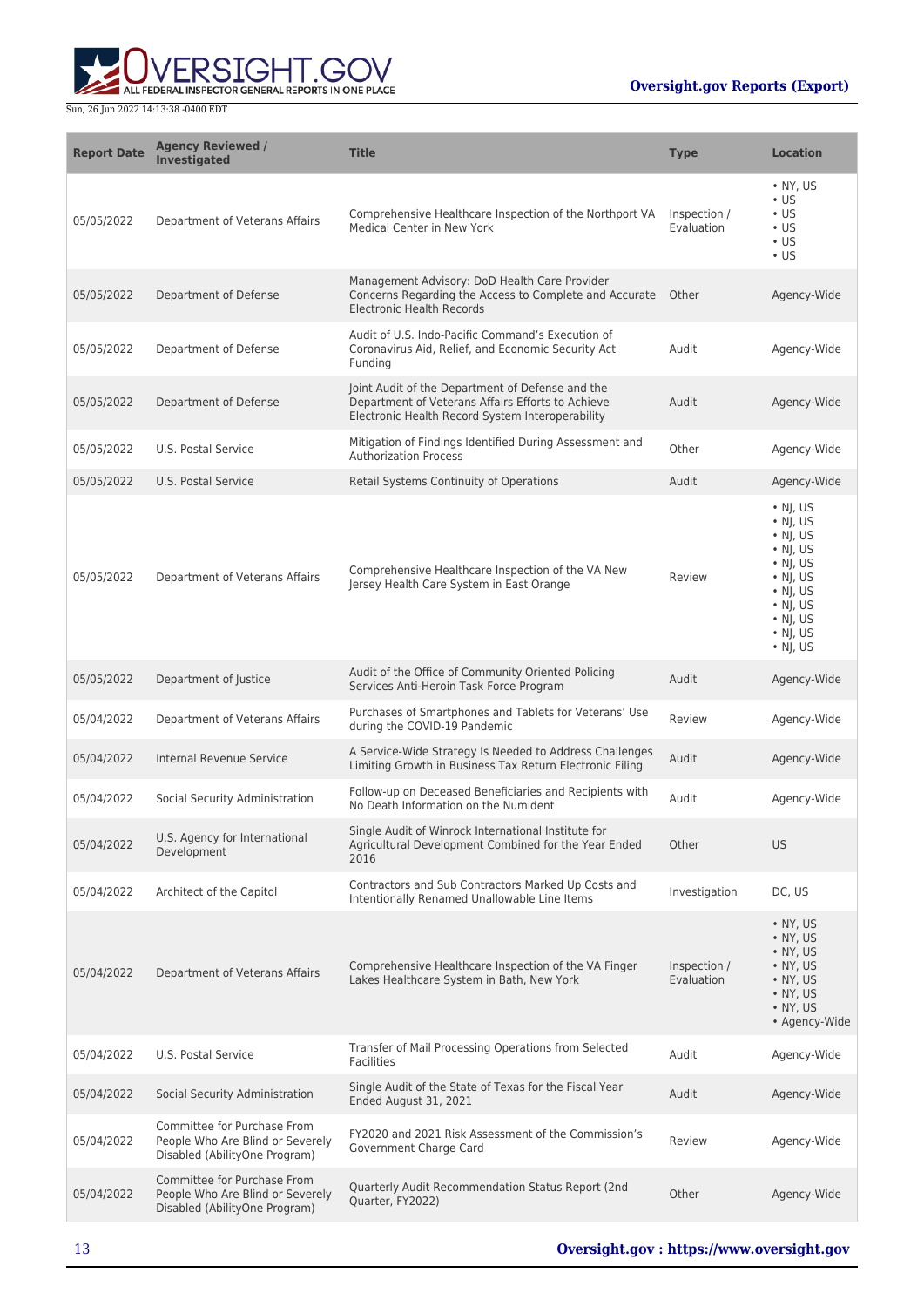| Report Date | Agency Reviewed / Investigated | Title | Type | Location |
| --- | --- | --- | --- | --- |
| 05/05/2022 | Department of Veterans Affairs | Comprehensive Healthcare Inspection of the Northport VA Medical Center in New York | Inspection / Evaluation | • NY, US<br>• US<br>• US<br>• US<br>• US<br>• US |
| 05/05/2022 | Department of Defense | Management Advisory: DoD Health Care Provider Concerns Regarding the Access to Complete and Accurate Electronic Health Records | Other | Agency-Wide |
| 05/05/2022 | Department of Defense | Audit of U.S. Indo-Pacific Command's Execution of Coronavirus Aid, Relief, and Economic Security Act Funding | Audit | Agency-Wide |
| 05/05/2022 | Department of Defense | Joint Audit of the Department of Defense and the Department of Veterans Affairs Efforts to Achieve Electronic Health Record System Interoperability | Audit | Agency-Wide |
| 05/05/2022 | U.S. Postal Service | Mitigation of Findings Identified During Assessment and Authorization Process | Other | Agency-Wide |
| 05/05/2022 | U.S. Postal Service | Retail Systems Continuity of Operations | Audit | Agency-Wide |
| 05/05/2022 | Department of Veterans Affairs | Comprehensive Healthcare Inspection of the VA New Jersey Health Care System in East Orange | Review | • NJ, US<br>• NJ, US<br>• NJ, US<br>• NJ, US<br>• NJ, US<br>• NJ, US<br>• NJ, US<br>• NJ, US<br>• NJ, US<br>• NJ, US<br>• NJ, US |
| 05/05/2022 | Department of Justice | Audit of the Office of Community Oriented Policing Services Anti-Heroin Task Force Program | Audit | Agency-Wide |
| 05/04/2022 | Department of Veterans Affairs | Purchases of Smartphones and Tablets for Veterans' Use during the COVID-19 Pandemic | Review | Agency-Wide |
| 05/04/2022 | Internal Revenue Service | A Service-Wide Strategy Is Needed to Address Challenges Limiting Growth in Business Tax Return Electronic Filing | Audit | Agency-Wide |
| 05/04/2022 | Social Security Administration | Follow-up on Deceased Beneficiaries and Recipients with No Death Information on the Numident | Audit | Agency-Wide |
| 05/04/2022 | U.S. Agency for International Development | Single Audit of Winrock International Institute for Agricultural Development Combined for the Year Ended 2016 | Other | US |
| 05/04/2022 | Architect of the Capitol | Contractors and Sub Contractors Marked Up Costs and Intentionally Renamed Unallowable Line Items | Investigation | DC, US |
| 05/04/2022 | Department of Veterans Affairs | Comprehensive Healthcare Inspection of the VA Finger Lakes Healthcare System in Bath, New York | Inspection / Evaluation | • NY, US<br>• NY, US<br>• NY, US<br>• NY, US<br>• NY, US<br>• NY, US<br>• NY, US<br>• Agency-Wide |
| 05/04/2022 | U.S. Postal Service | Transfer of Mail Processing Operations from Selected Facilities | Audit | Agency-Wide |
| 05/04/2022 | Social Security Administration | Single Audit of the State of Texas for the Fiscal Year Ended August 31, 2021 | Audit | Agency-Wide |
| 05/04/2022 | Committee for Purchase From People Who Are Blind or Severely Disabled (AbilityOne Program) | FY2020 and 2021 Risk Assessment of the Commission's Government Charge Card | Review | Agency-Wide |
| 05/04/2022 | Committee for Purchase From People Who Are Blind or Severely Disabled (AbilityOne Program) | Quarterly Audit Recommendation Status Report (2nd Quarter, FY2022) | Other | Agency-Wide |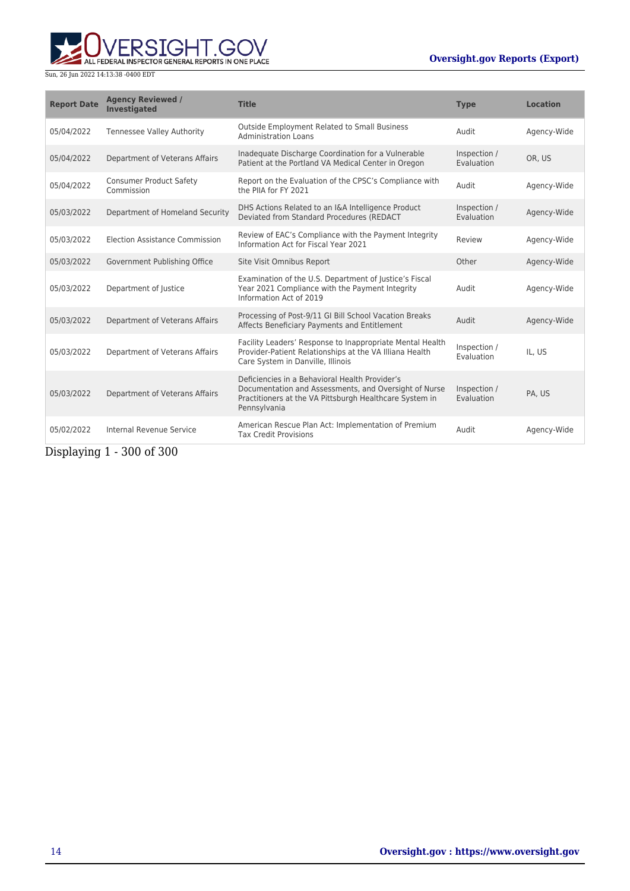| Report Date | Agency Reviewed / Investigated | Title | Type | Location |
| --- | --- | --- | --- | --- |
| 05/04/2022 | Tennessee Valley Authority | Outside Employment Related to Small Business Administration Loans | Audit | Agency-Wide |
| 05/04/2022 | Department of Veterans Affairs | Inadequate Discharge Coordination for a Vulnerable Patient at the Portland VA Medical Center in Oregon | Inspection / Evaluation | OR, US |
| 05/04/2022 | Consumer Product Safety Commission | Report on the Evaluation of the CPSC's Compliance with the PIIA for FY 2021 | Audit | Agency-Wide |
| 05/03/2022 | Department of Homeland Security | DHS Actions Related to an I&A Intelligence Product Deviated from Standard Procedures (REDACT | Inspection / Evaluation | Agency-Wide |
| 05/03/2022 | Election Assistance Commission | Review of EAC's Compliance with the Payment Integrity Information Act for Fiscal Year 2021 | Review | Agency-Wide |
| 05/03/2022 | Government Publishing Office | Site Visit Omnibus Report | Other | Agency-Wide |
| 05/03/2022 | Department of Justice | Examination of the U.S. Department of Justice's Fiscal Year 2021 Compliance with the Payment Integrity Information Act of 2019 | Audit | Agency-Wide |
| 05/03/2022 | Department of Veterans Affairs | Processing of Post-9/11 GI Bill School Vacation Breaks Affects Beneficiary Payments and Entitlement | Audit | Agency-Wide |
| 05/03/2022 | Department of Veterans Affairs | Facility Leaders' Response to Inappropriate Mental Health Provider-Patient Relationships at the VA Illiana Health Care System in Danville, Illinois | Inspection / Evaluation | IL, US |
| 05/03/2022 | Department of Veterans Affairs | Deficiencies in a Behavioral Health Provider's Documentation and Assessments, and Oversight of Nurse Practitioners at the VA Pittsburgh Healthcare System in Pennsylvania | Inspection / Evaluation | PA, US |
| 05/02/2022 | Internal Revenue Service | American Rescue Plan Act: Implementation of Premium Tax Credit Provisions | Audit | Agency-Wide |

Displaying 1 - 300 of 300